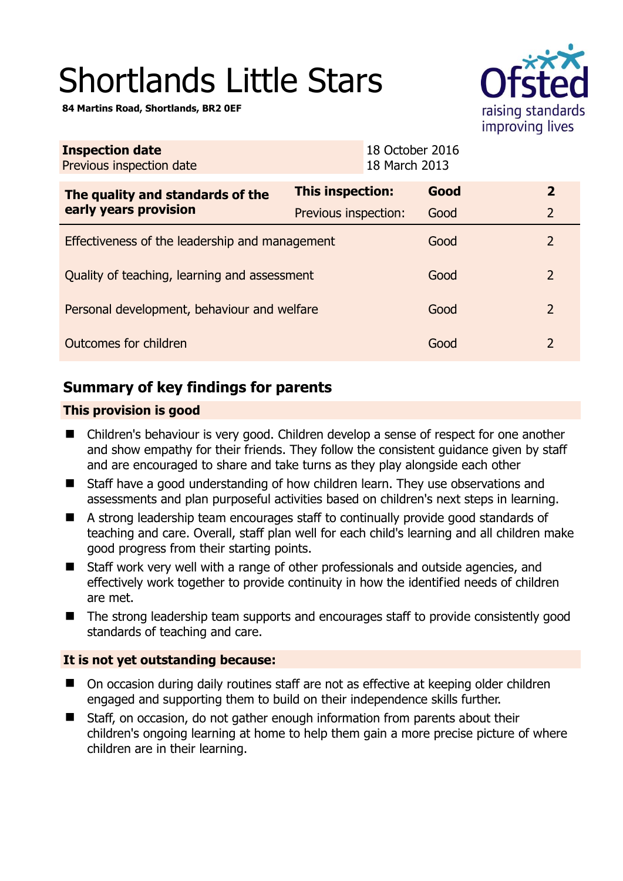# Shortlands Little Stars

**84 Martins Road, Shortlands, BR2 0EF**

Ofsted
raising standards
improving lives

| **Inspection date** | 18 October 2016 |
|---|---|
| Previous inspection date | 18 March 2013 |

| **The quality and standards of the early years provision** | **This inspection:** | **Good** | **2** |
|---|---|---|---|
| | Previous inspection: | Good | 2 |
| Effectiveness of the leadership and management | | Good | 2 |
| Quality of teaching, learning and assessment | | Good | 2 |
| Personal development, behaviour and welfare | | Good | 2 |
| Outcomes for children | | Good | 2 |

## Summary of key findings for parents

### This provision is good

- Children's behaviour is very good. Children develop a sense of respect for one another and show empathy for their friends. They follow the consistent guidance given by staff and are encouraged to share and take turns as they play alongside each other
- Staff have a good understanding of how children learn. They use observations and assessments and plan purposeful activities based on children's next steps in learning.
- A strong leadership team encourages staff to continually provide good standards of teaching and care. Overall, staff plan well for each child's learning and all children make good progress from their starting points.
- Staff work very well with a range of other professionals and outside agencies, and effectively work together to provide continuity in how the identified needs of children are met.
- The strong leadership team supports and encourages staff to provide consistently good standards of teaching and care.

### It is not yet outstanding because:

- On occasion during daily routines staff are not as effective at keeping older children engaged and supporting them to build on their independence skills further.
- Staff, on occasion, do not gather enough information from parents about their children's ongoing learning at home to help them gain a more precise picture of where children are in their learning.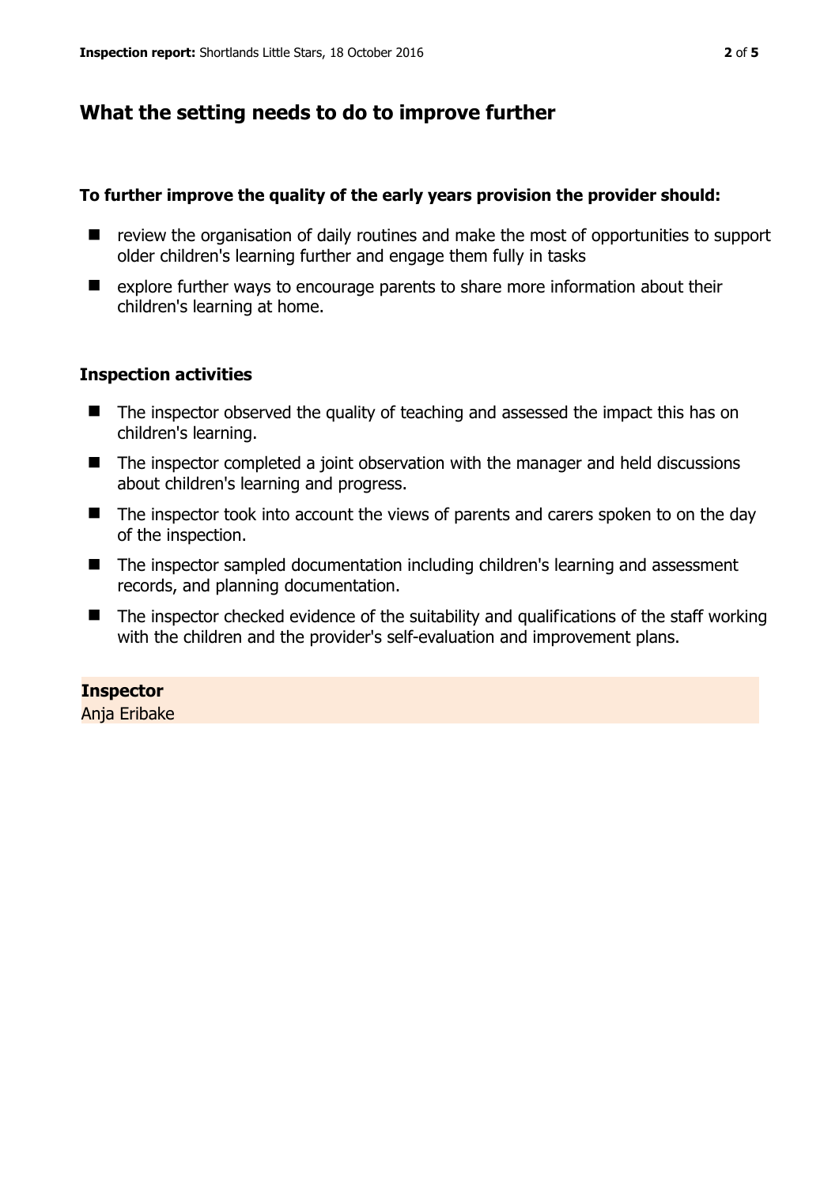## What the setting needs to do to improve further

**To further improve the quality of the early years provision the provider should:**

- review the organisation of daily routines and make the most of opportunities to support older children's learning further and engage them fully in tasks
- explore further ways to encourage parents to share more information about their children's learning at home.

### Inspection activities

- The inspector observed the quality of teaching and assessed the impact this has on children's learning.
- The inspector completed a joint observation with the manager and held discussions about children's learning and progress.
- The inspector took into account the views of parents and carers spoken to on the day of the inspection.
- The inspector sampled documentation including children's learning and assessment records, and planning documentation.
- The inspector checked evidence of the suitability and qualifications of the staff working with the children and the provider's self-evaluation and improvement plans.

**Inspector**
Anja Eribake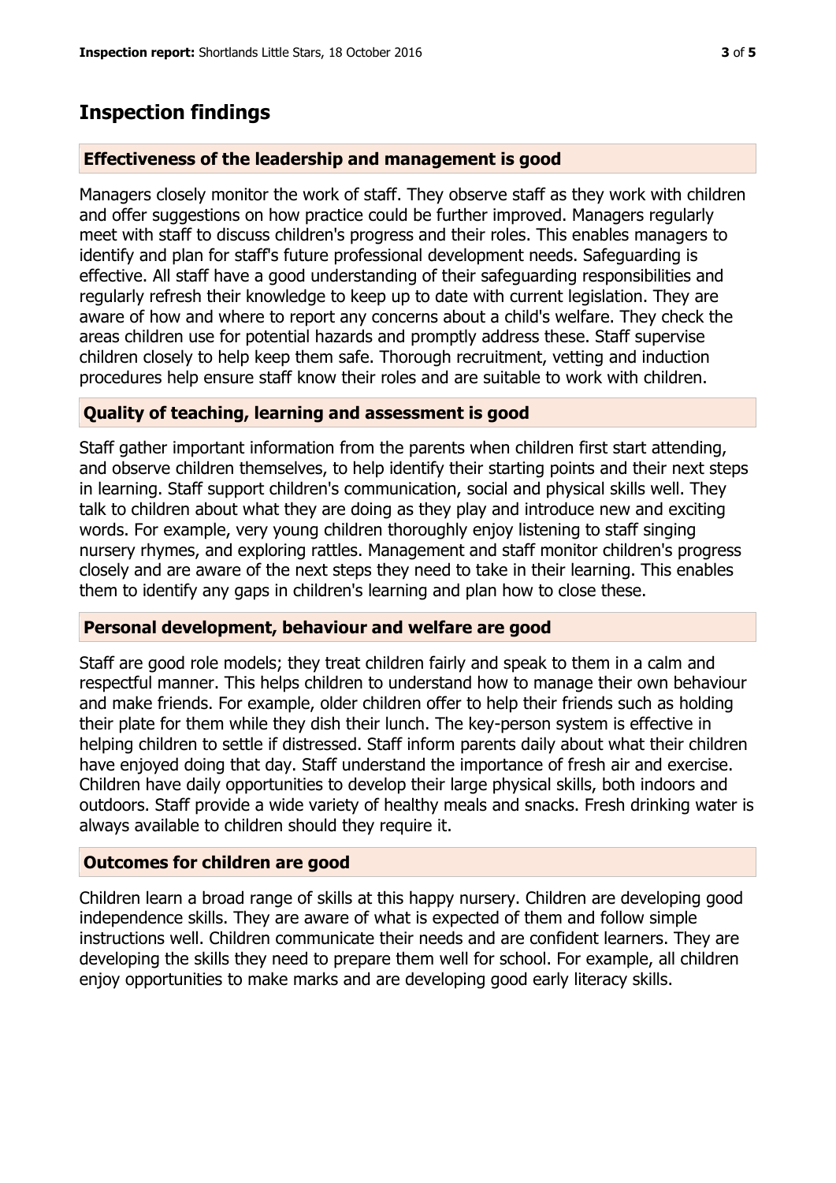## Inspection findings

### Effectiveness of the leadership and management is good

Managers closely monitor the work of staff. They observe staff as they work with children and offer suggestions on how practice could be further improved. Managers regularly meet with staff to discuss children's progress and their roles. This enables managers to identify and plan for staff's future professional development needs. Safeguarding is effective. All staff have a good understanding of their safeguarding responsibilities and regularly refresh their knowledge to keep up to date with current legislation. They are aware of how and where to report any concerns about a child's welfare. They check the areas children use for potential hazards and promptly address these. Staff supervise children closely to help keep them safe. Thorough recruitment, vetting and induction procedures help ensure staff know their roles and are suitable to work with children.

### Quality of teaching, learning and assessment is good

Staff gather important information from the parents when children first start attending, and observe children themselves, to help identify their starting points and their next steps in learning. Staff support children's communication, social and physical skills well. They talk to children about what they are doing as they play and introduce new and exciting words. For example, very young children thoroughly enjoy listening to staff singing nursery rhymes, and exploring rattles. Management and staff monitor children's progress closely and are aware of the next steps they need to take in their learning. This enables them to identify any gaps in children's learning and plan how to close these.

### Personal development, behaviour and welfare are good

Staff are good role models; they treat children fairly and speak to them in a calm and respectful manner. This helps children to understand how to manage their own behaviour and make friends. For example, older children offer to help their friends such as holding their plate for them while they dish their lunch. The key-person system is effective in helping children to settle if distressed. Staff inform parents daily about what their children have enjoyed doing that day. Staff understand the importance of fresh air and exercise. Children have daily opportunities to develop their large physical skills, both indoors and outdoors. Staff provide a wide variety of healthy meals and snacks. Fresh drinking water is always available to children should they require it.

### Outcomes for children are good

Children learn a broad range of skills at this happy nursery. Children are developing good independence skills. They are aware of what is expected of them and follow simple instructions well. Children communicate their needs and are confident learners. They are developing the skills they need to prepare them well for school. For example, all children enjoy opportunities to make marks and are developing good early literacy skills.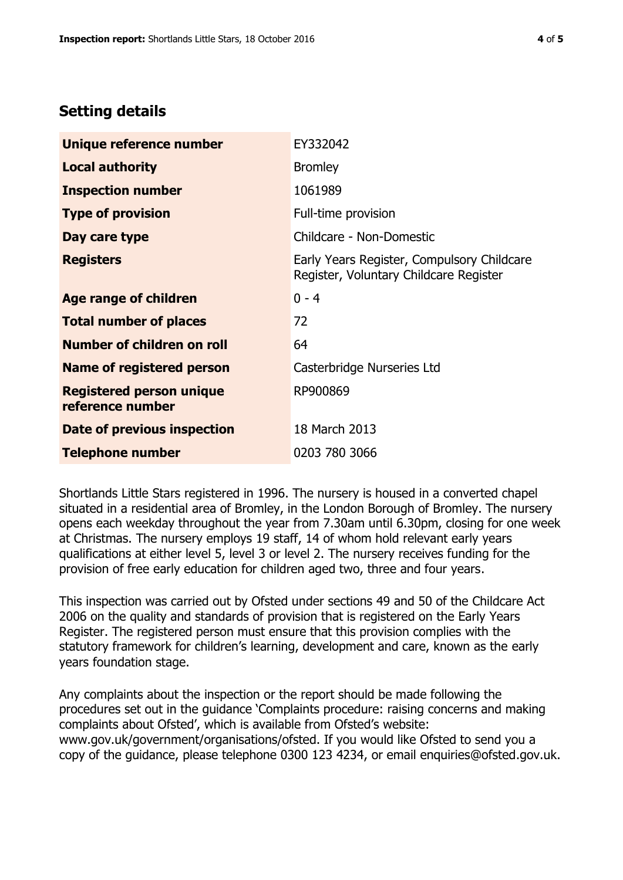## Setting details

| | |
|---|---|
| **Unique reference number** | EY332042 |
| **Local authority** | Bromley |
| **Inspection number** | 1061989 |
| **Type of provision** | Full-time provision |
| **Day care type** | Childcare - Non-Domestic |
| **Registers** | Early Years Register, Compulsory Childcare Register, Voluntary Childcare Register |
| **Age range of children** | 0 - 4 |
| **Total number of places** | 72 |
| **Number of children on roll** | 64 |
| **Name of registered person** | Casterbridge Nurseries Ltd |
| **Registered person unique reference number** | RP900869 |
| **Date of previous inspection** | 18 March 2013 |
| **Telephone number** | 0203 780 3066 |

Shortlands Little Stars registered in 1996. The nursery is housed in a converted chapel situated in a residential area of Bromley, in the London Borough of Bromley. The nursery opens each weekday throughout the year from 7.30am until 6.30pm, closing for one week at Christmas. The nursery employs 19 staff, 14 of whom hold relevant early years qualifications at either level 5, level 3 or level 2. The nursery receives funding for the provision of free early education for children aged two, three and four years.

This inspection was carried out by Ofsted under sections 49 and 50 of the Childcare Act 2006 on the quality and standards of provision that is registered on the Early Years Register. The registered person must ensure that this provision complies with the statutory framework for children's learning, development and care, known as the early years foundation stage.

Any complaints about the inspection or the report should be made following the procedures set out in the guidance 'Complaints procedure: raising concerns and making complaints about Ofsted', which is available from Ofsted's website: www.gov.uk/government/organisations/ofsted. If you would like Ofsted to send you a copy of the guidance, please telephone 0300 123 4234, or email enquiries@ofsted.gov.uk.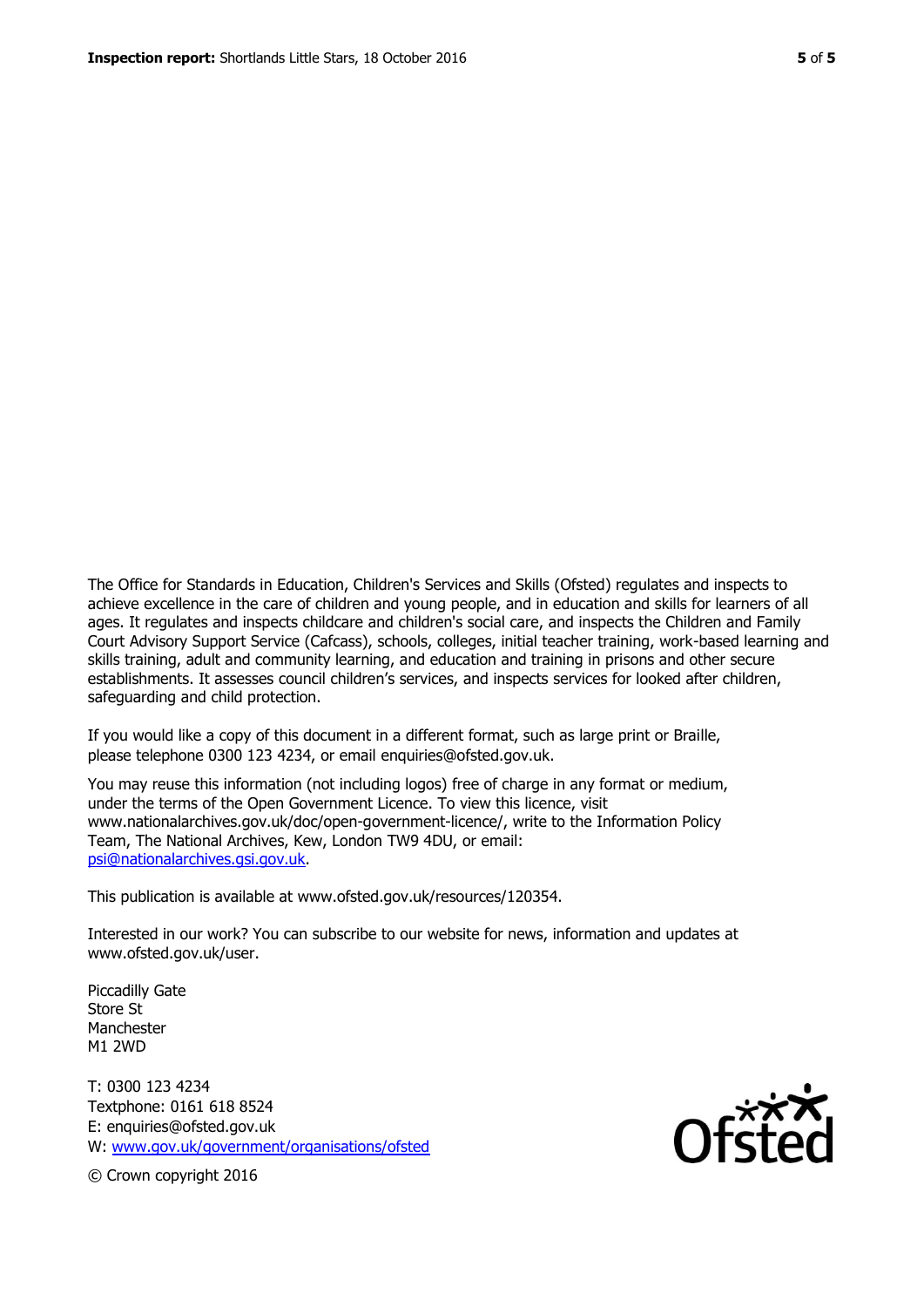The Office for Standards in Education, Children's Services and Skills (Ofsted) regulates and inspects to achieve excellence in the care of children and young people, and in education and skills for learners of all ages. It regulates and inspects childcare and children's social care, and inspects the Children and Family Court Advisory Support Service (Cafcass), schools, colleges, initial teacher training, work-based learning and skills training, adult and community learning, and education and training in prisons and other secure establishments. It assesses council children's services, and inspects services for looked after children, safeguarding and child protection.

If you would like a copy of this document in a different format, such as large print or Braille, please telephone 0300 123 4234, or email enquiries@ofsted.gov.uk.

You may reuse this information (not including logos) free of charge in any format or medium, under the terms of the Open Government Licence. To view this licence, visit www.nationalarchives.gov.uk/doc/open-government-licence/, write to the Information Policy Team, The National Archives, Kew, London TW9 4DU, or email: psi@nationalarchives.gsi.gov.uk.

This publication is available at www.ofsted.gov.uk/resources/120354.

Interested in our work? You can subscribe to our website for news, information and updates at www.ofsted.gov.uk/user.

Piccadilly Gate
Store St
Manchester
M1 2WD

T: 0300 123 4234
Textphone: 0161 618 8524
E: enquiries@ofsted.gov.uk
W: www.gov.uk/government/organisations/ofsted

© Crown copyright 2016

Ofsted